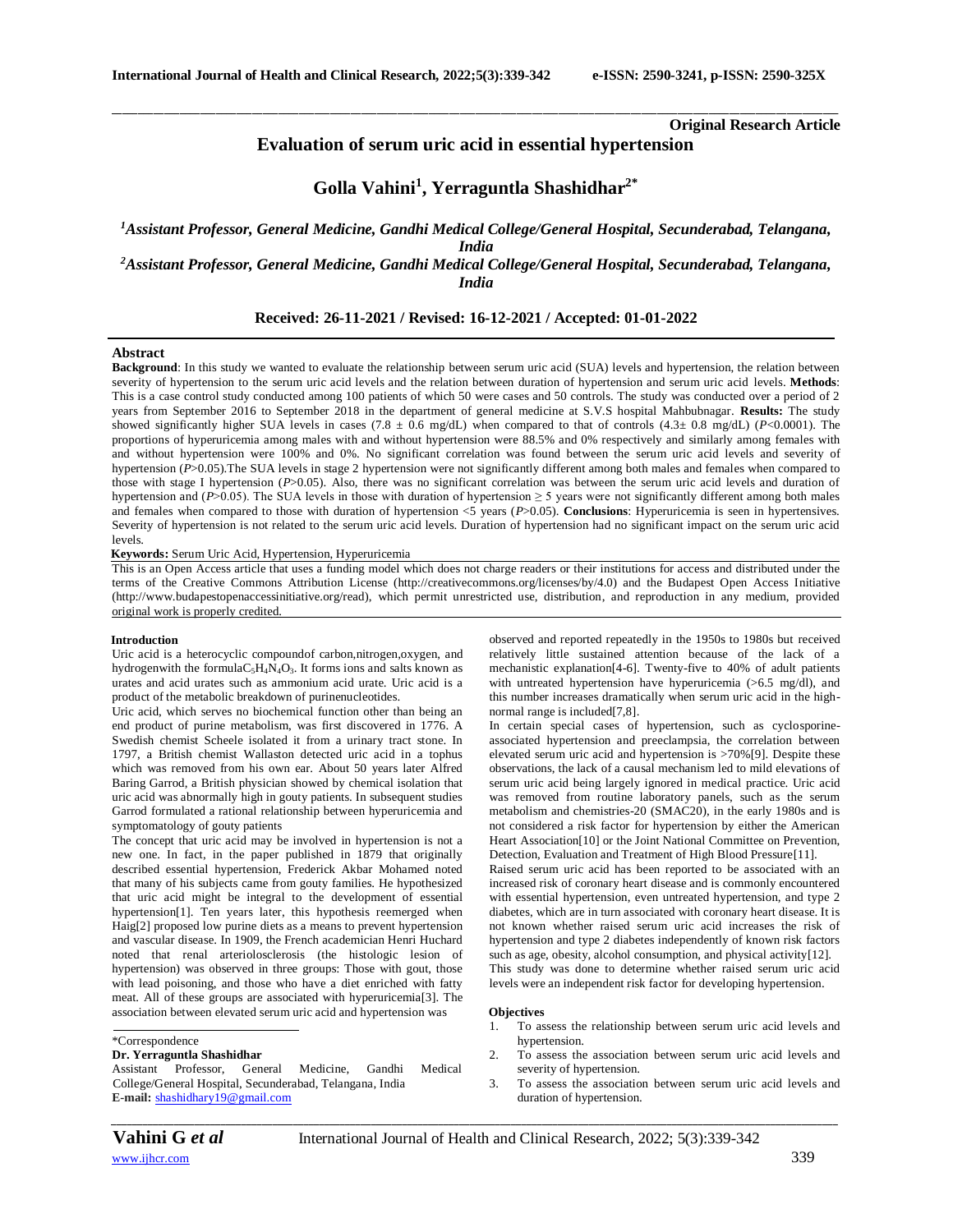**Original Research Article**

# Evaluation of serum uric acid in essential hypertension

## Golla Vahini[1], Yerraguntla Shashidhar[2*]

*[1]Assistant Professor, General Medicine, Gandhi Medical College/General Hospital, Secunderabad, Telangana, India*

*[2]Assistant Professor, General Medicine, Gandhi Medical College/General Hospital, Secunderabad, Telangana, India*

**Received: 26-11-2021 / Revised: 16-12-2021 / Accepted: 01-01-2022**

### Abstract

**Background**: In this study we wanted to evaluate the relationship between serum uric acid (SUA) levels and hypertension, the relation between severity of hypertension to the serum uric acid levels and the relation between duration of hypertension and serum uric acid levels. **Methods**: This is a case control study conducted among 100 patients of which 50 were cases and 50 controls. The study was conducted over a period of 2 years from September 2016 to September 2018 in the department of general medicine at S.V.S hospital Mahbubnagar. **Results:** The study showed significantly higher SUA levels in cases (7.8 ± 0.6 mg/dL) when compared to that of controls (4.3± 0.8 mg/dL) ($P<0.0001$). The proportions of hyperuricemia among males with and without hypertension were 88.5% and 0% respectively and similarly among females with and without hypertension were 100% and 0%. No significant correlation was found between the serum uric acid levels and severity of hypertension ($P>0.05$).The SUA levels in stage 2 hypertension were not significantly different among both males and females when compared to those with stage I hypertension ($P>0.05$). Also, there was no significant correlation was between the serum uric acid levels and duration of hypertension and ($P>0.05$). The SUA levels in those with duration of hypertension ≥ 5 years were not significantly different among both males and females when compared to those with duration of hypertension <5 years ($P>0.05$). **Conclusions**: Hyperuricemia is seen in hypertensives. Severity of hypertension is not related to the serum uric acid levels. Duration of hypertension had no significant impact on the serum uric acid levels.

**Keywords:** Serum Uric Acid, Hypertension, Hyperuricemia

This is an Open Access article that uses a funding model which does not charge readers or their institutions for access and distributed under the terms of the Creative Commons Attribution License (http://creativecommons.org/licenses/by/4.0) and the Budapest Open Access Initiative (http://www.budapestopenaccessinitiative.org/read), which permit unrestricted use, distribution, and reproduction in any medium, provided original work is properly credited.

### Introduction

Uric acid is a heterocyclic compoundof carbon,nitrogen,oxygen, and hydrogenwith the formula$C_5H_4N_4O_3$. It forms ions and salts known as urates and acid urates such as ammonium acid urate. Uric acid is a product of the metabolic breakdown of purinenucleotides.

Uric acid, which serves no biochemical function other than being an end product of purine metabolism, was first discovered in 1776. A Swedish chemist Scheele isolated it from a urinary tract stone. In 1797, a British chemist Wallaston detected uric acid in a tophus which was removed from his own ear. About 50 years later Alfred Baring Garrod, a British physician showed by chemical isolation that uric acid was abnormally high in gouty patients. In subsequent studies Garrod formulated a rational relationship between hyperuricemia and symptomatology of gouty patients

The concept that uric acid may be involved in hypertension is not a new one. In fact, in the paper published in 1879 that originally described essential hypertension, Frederick Akbar Mohamed noted that many of his subjects came from gouty families. He hypothesized that uric acid might be integral to the development of essential hypertension[1]. Ten years later, this hypothesis reemerged when Haig[2] proposed low purine diets as a means to prevent hypertension and vascular disease. In 1909, the French academician Henri Huchard noted that renal arteriolosclerosis (the histologic lesion of hypertension) was observed in three groups: Those with gout, those with lead poisoning, and those who have a diet enriched with fatty meat. All of these groups are associated with hyperuricemia[3]. The association between elevated serum uric acid and hypertension was observed and reported repeatedly in the 1950s to 1980s but received relatively little sustained attention because of the lack of a mechanistic explanation[4-6]. Twenty-five to 40% of adult patients with untreated hypertension have hyperuricemia (>6.5 mg/dl), and this number increases dramatically when serum uric acid in the high-normal range is included[7,8].

In certain special cases of hypertension, such as cyclosporine-associated hypertension and preeclampsia, the correlation between elevated serum uric acid and hypertension is >70%[9]. Despite these observations, the lack of a causal mechanism led to mild elevations of serum uric acid being largely ignored in medical practice. Uric acid was removed from routine laboratory panels, such as the serum metabolism and chemistries-20 (SMAC20), in the early 1980s and is not considered a risk factor for hypertension by either the American Heart Association[10] or the Joint National Committee on Prevention, Detection, Evaluation and Treatment of High Blood Pressure[11].

Raised serum uric acid has been reported to be associated with an increased risk of coronary heart disease and is commonly encountered with essential hypertension, even untreated hypertension, and type 2 diabetes, which are in turn associated with coronary heart disease. It is not known whether raised serum uric acid increases the risk of hypertension and type 2 diabetes independently of known risk factors such as age, obesity, alcohol consumption, and physical activity[12].

This study was done to determine whether raised serum uric acid levels were an independent risk factor for developing hypertension.

### Objectives

1. To assess the relationship between serum uric acid levels and hypertension.
2. To assess the association between serum uric acid levels and severity of hypertension.
3. To assess the association between serum uric acid levels and duration of hypertension.

*Correspondence

**Dr. Yerraguntla Shashidhar**

Assistant Professor, General Medicine, Gandhi Medical College/General Hospital, Secunderabad, Telangana, India

**E-mail:** shashidhary19@gmail.com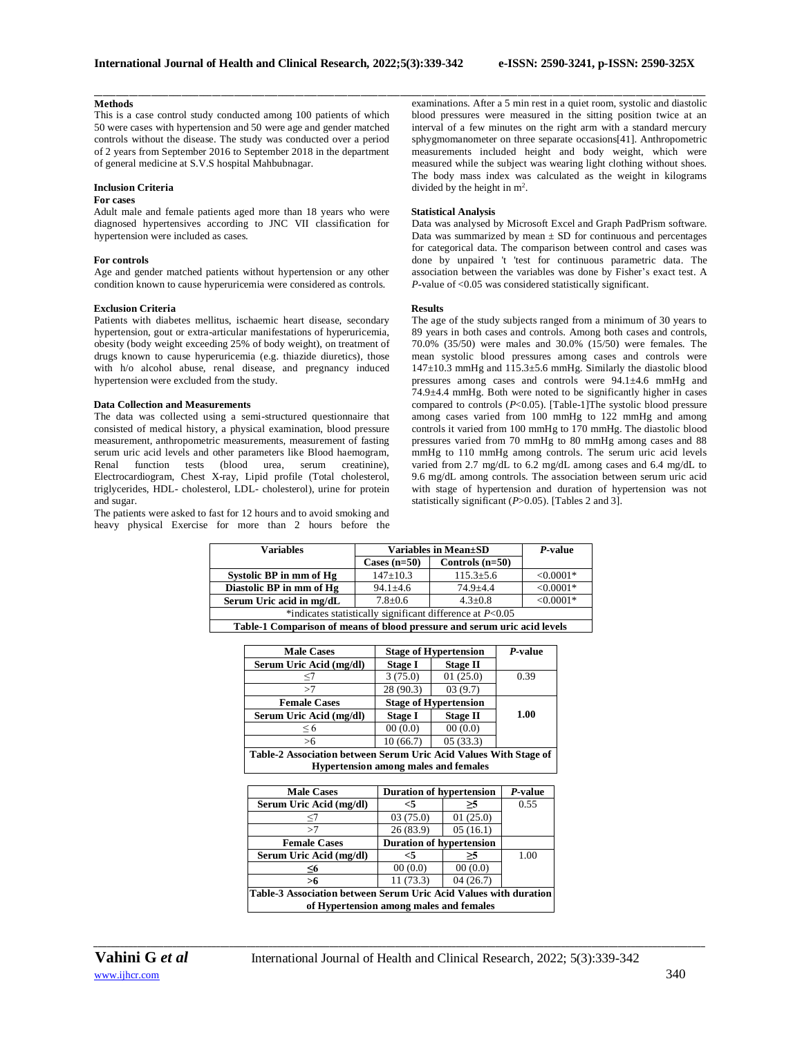### Methods

This is a case control study conducted among 100 patients of which 50 were cases with hypertension and 50 were age and gender matched controls without the disease. The study was conducted over a period of 2 years from September 2016 to September 2018 in the department of general medicine at S.V.S hospital Mahbubnagar.

### Inclusion Criteria

**For cases**

Adult male and female patients aged more than 18 years who were diagnosed hypertensives according to JNC VII classification for hypertension were included as cases.

**For controls**

Age and gender matched patients without hypertension or any other condition known to cause hyperuricemia were considered as controls.

### Exclusion Criteria

Patients with diabetes mellitus, ischaemic heart disease, secondary hypertension, gout or extra-articular manifestations of hyperuricemia, obesity (body weight exceeding 25% of body weight), on treatment of drugs known to cause hyperuricemia (e.g. thiazide diuretics), those with h/o alcohol abuse, renal disease, and pregnancy induced hypertension were excluded from the study.

### Data Collection and Measurements

The data was collected using a semi-structured questionnaire that consisted of medical history, a physical examination, blood pressure measurement, anthropometric measurements, measurement of fasting serum uric acid levels and other parameters like Blood haemogram, Renal function tests (blood urea, serum creatinine), Electrocardiogram, Chest X-ray, Lipid profile (Total cholesterol, triglycerides, HDL- cholesterol, LDL- cholesterol), urine for protein and sugar.

The patients were asked to fast for 12 hours and to avoid smoking and heavy physical Exercise for more than 2 hours before the examinations. After a 5 min rest in a quiet room, systolic and diastolic blood pressures were measured in the sitting position twice at an interval of a few minutes on the right arm with a standard mercury sphygmomanometer on three separate occasions[41]. Anthropometric measurements included height and body weight, which were measured while the subject was wearing light clothing without shoes. The body mass index was calculated as the weight in kilograms divided by the height in $m^2$.

### Statistical Analysis

Data was analysed by Microsoft Excel and Graph PadPrism software. Data was summarized by mean ± SD for continuous and percentages for categorical data. The comparison between control and cases was done by unpaired 't 'test for continuous parametric data. The association between the variables was done by Fisher's exact test. A *P*-value of <0.05 was considered statistically significant.

### Results

The age of the study subjects ranged from a minimum of 30 years to 89 years in both cases and controls. Among both cases and controls, 70.0% (35/50) were males and 30.0% (15/50) were females. The mean systolic blood pressures among cases and controls were 147±10.3 mmHg and 115.3±5.6 mmHg. Similarly the diastolic blood pressures among cases and controls were 94.1±4.6 mmHg and 74.9±4.4 mmHg. Both were noted to be significantly higher in cases compared to controls (*P*<0.05). [Table-1]The systolic blood pressure among cases varied from 100 mmHg to 122 mmHg and among controls it varied from 100 mmHg to 170 mmHg. The diastolic blood pressures varied from 70 mmHg to 80 mmHg among cases and 88 mmHg to 110 mmHg among controls. The serum uric acid levels varied from 2.7 mg/dL to 6.2 mg/dL among cases and 6.4 mg/dL to 9.6 mg/dL among controls. The association between serum uric acid with stage of hypertension and duration of hypertension was not statistically significant (*P*>0.05). [Tables 2 and 3].

| Variables | Variables in Mean±SD | | *P*-value |
|---|---|---|---|
| | Cases (n=50) | Controls (n=50) | |
| Systolic BP in mm of Hg | 147±10.3 | 115.3±5.6 | <0.0001* |
| Diastolic BP in mm of Hg | 94.1±4.6 | 74.9±4.4 | <0.0001* |
| Serum Uric acid in mg/dL | 7.8±0.6 | 4.3±0.8 | <0.0001* |

*indicates statistically significant difference at *P*<0.05

**Table-1 Comparison of means of blood pressure and serum uric acid levels**

| Male Cases | Stage of Hypertension | | *P*-value |
|---|---|---|---|
| Serum Uric Acid (mg/dl) | Stage I | Stage II | 0.39 |
| ≤7 | 3 (75.0) | 01 (25.0) | |
| >7 | 28 (90.3) | 03 (9.7) | |
| **Female Cases** | **Stage of Hypertension** | | **1.00** |
| Serum Uric Acid (mg/dl) | Stage I | Stage II | |
| ≤ 6 | 00 (0.0) | 00 (0.0) | |
| >6 | 10 (66.7) | 05 (33.3) | |

**Table-2 Association between Serum Uric Acid Values With Stage of Hypertension among males and females**

| Male Cases | Duration of hypertension | | *P*-value |
|---|---|---|---|
| Serum Uric Acid (mg/dl) | <5 | ≥5 | 0.55 |
| ≤7 | 03 (75.0) | 01 (25.0) | |
| >7 | 26 (83.9) | 05 (16.1) | |
| **Female Cases** | **Duration of hypertension** | | |
| Serum Uric Acid (mg/dl) | <5 | ≥5 | 1.00 |
| ≤6 | 00 (0.0) | 00 (0.0) | |
| >6 | 11 (73.3) | 04 (26.7) | |

**Table-3 Association between Serum Uric Acid Values with duration of Hypertension among males and females**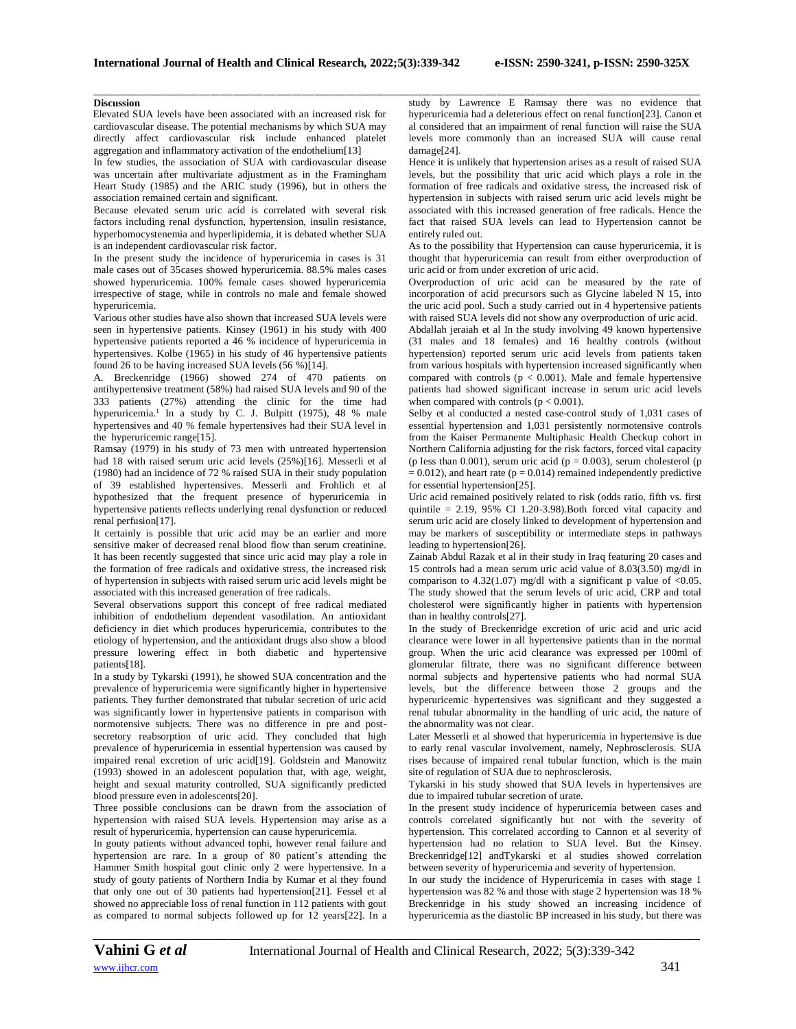## Discussion

Elevated SUA levels have been associated with an increased risk for cardiovascular disease. The potential mechanisms by which SUA may directly affect cardiovascular risk include enhanced platelet aggregation and inflammatory activation of the endothelium[13]

In few studies, the association of SUA with cardiovascular disease was uncertain after multivariate adjustment as in the Framingham Heart Study (1985) and the ARIC study (1996), but in others the association remained certain and significant.

Because elevated serum uric acid is correlated with several risk factors including renal dysfunction, hypertension, insulin resistance, hyperhomocystenemia and hyperlipidemia, it is debated whether SUA is an independent cardiovascular risk factor.

In the present study the incidence of hyperuricemia in cases is 31 male cases out of 35cases showed hyperuricemia. 88.5% males cases showed hyperuricemia. 100% female cases showed hyperuricemia irrespective of stage, while in controls no male and female showed hyperuricemia.

Variousm other studies have also shown that increased SUA levels were seen in hypertensive patients. Kinsey (1961) in his study with 400 hypertensive patients reported a 46 % incidence of hyperuricemia in hypertensives. Kolbe (1965) in his study of 46 hypertensive patients found 26 to be having increased SUA levels (56 %)[14].

A. Breckenridge (1966) showed 274 of 470 patients on antihypertensive treatment (58%) had raised SUA levels and 90 of the 333 patients (27%) attending the clinic for the time had hyperuricemia.[1] In a study by C. J. Bulpitt (1975), 48 % male hypertensives and 40 % female hypertensives had their SUA level in the hyperuricemic range[15].

Ramsay (1979) in his study of 73 men with untreated hypertension had 18 with raised serum uric acid levels (25%)[16]. Messerli et al (1980) had an incidence of 72 % raised SUA in their study population of 39 established hypertensives. Messerli and Frohlich et al hypothesized that the frequent presence of hyperuricemia in hypertensive patients reflects underlying renal dysfunction or reduced renal perfusion[17].

It certainly is possible that uric acid may be an earlier and more sensitive maker of decreased renal blood flow than serum creatinine. It has been recently suggested that since uric acid may play a role in the formation of free radicals and oxidative stress, the increased risk of hypertension in subjects with raised serum uric acid levels might be associated with this increased generation of free radicals.

Several observations support this concept of free radical mediated inhibition of endothelium dependent vasodilation. An antioxidant deficiency in diet which produces hyperuricemia, contributes to the etiology of hypertension, and the antioxidant drugs also show a blood pressure lowering effect in both diabetic and hypertensive patients[18].

In a study by Tykarski (1991), he showed SUA concentration and the prevalence of hyperuricemia were significantly higher in hypertensive patients. They further demonstrated that tubular secretion of uric acid was significantly lower in hypertensive patients in comparison with normotensive subjects. There was no difference in pre and post-secretory reabsorption of uric acid. They concluded that high prevalence of hyperuricemia in essential hypertension was caused by impaired renal excretion of uric acid[19]. Goldstein and Manowitz (1993) showed in an adolescent population that, with age, weight, height and sexual maturity controlled, SUA significantly predicted blood pressure even in adolescents[20].

Three possible conclusions can be drawn from the association of hypertension with raised SUA levels. Hypertension may arise as a result of hyperuricemia, hypertension can cause hyperuricemia.

In gouty patients without advanced tophi, however renal failure and hypertension are rare. In a group of 80 patient's attending the Hammer Smith hospital gout clinic only 2 were hypertensive. In a study of gouty patients of Northern India by Kumar et al they found that only one out of 30 patients had hypertension[21]. Fessel et al showed no appreciable loss of renal function in 112 patients with gout as compared to normal subjects followed up for 12 years[22]. In a study by Lawrence E Ramsay there was no evidence that hyperuricemia had a deleterious effect on renal function[23]. Canon et al considered that an impairment of renal function will raise the SUA levels more commonly than an increased SUA will cause renal damage[24].

Hence it is unlikely that hypertension arises as a result of raised SUA levels, but the possibility that uric acid which plays a role in the formation of free radicals and oxidative stress, the increased risk of hypertension in subjects with raised serum uric acid levels might be associated with this increased generation of free radicals. Hence the fact that raised SUA levels can lead to Hypertension cannot be entirely ruled out.

As to the possibility that Hypertension can cause hyperuricemia, it is thought that hyperuricemia can result from either overproduction of uric acid or from under excretion of uric acid.

Overproduction of uric acid can be measured by the rate of incorporation of acid precursors such as Glycine labeled N 15, into the uric acid pool. Such a study carried out in 4 hypertensive patients with raised SUA levels did not show any overproduction of uric acid.

Abdallah jeraiah et al In the study involving 49 known hypertensive (31 males and 18 females) and 16 healthy controls (without hypertension) reported serum uric acid levels from patients taken from various hospitals with hypertension increased significantly when compared with controls ($p < 0.001$). Male and female hypertensive patients had showed significant increase in serum uric acid levels when compared with controls ($p < 0.001$).

Selby et al conducted a nested case-control study of 1,031 cases of essential hypertension and 1,031 persistently normotensive controls from the Kaiser Permanente Multiphasic Health Checkup cohort in Northern California adjusting for the risk factors, forced vital capacity (p less than 0.001), serum uric acid ($p = 0.003$), serum cholesterol ($p = 0.012$), and heart rate ($p = 0.014$) remained independently predictive for essential hypertension[25].

Uric acid remained positively related to risk (odds ratio, fifth vs. first quintile = 2.19, 95% Cl 1.20-3.98).Both forced vital capacity and serum uric acid are closely linked to development of hypertension and may be markers of susceptibility or intermediate steps in pathways leading to hypertension[26].

Zainab Abdul Razak et al in their study in Iraq featuring 20 cases and 15 controls had a mean serum uric acid value of 8.03(3.50) mg/dl in comparison to 4.32(1.07) mg/dl with a significant p value of <0.05. The study showed that the serum levels of uric acid, CRP and total cholesterol were significantly higher in patients with hypertension than in healthy controls[27].

In the study of Breckenridge excretion of uric acid and uric acid clearance were lower in all hypertensive patients than in the normal group. When the uric acid clearance was expressed per 100ml of glomerular filtrate, there was no significant difference between normal subjects and hypertensive patients who had normal SUA levels, but the difference between those 2 groups and the hyperuricemic hypertensives was significant and they suggested a renal tubular abnormality in the handling of uric acid, the nature of the abnormality was not clear.

Later Messerli et al showed that hyperuricemia in hypertensive is due to early renal vascular involvement, namely, Nephrosclerosis. SUA rises because of impaired renal tubular function, which is the main site of regulation of SUA due to nephrosclerosis.

Tykarski in his study showed that SUA levels in hypertensives are due to impaired tubular secretion of urate.

In the present study incidence of hyperuricemia between cases and controls correlated significantly but not with the severity of hypertension. This correlated according to Cannon et al severity of hypertension had no relation to SUA level. But the Kinsey. Breckenridge[12] andTykarski et al studies showed correlation between severity of hyperuricemia and severity of hypertension.

In our study the incidence of Hyperuricemia in cases with stage 1 hypertension was 82 % and those with stage 2 hypertension was 18 % Breckenridge in his study showed an increasing incidence of hyperuricemia as the diastolic BP increased in his study, but there was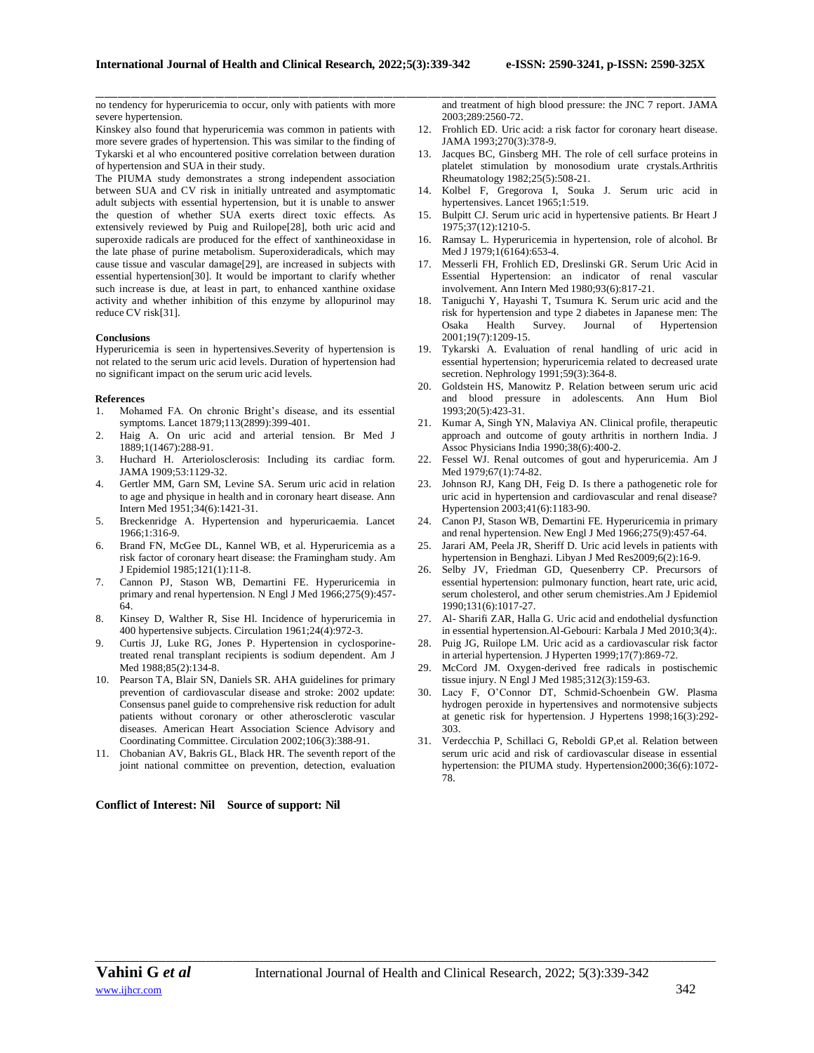no tendency for hyperuricemia to occur, only with patients with more severe hypertension.

Kinskey also found that hyperuricemia was common in patients with more severe grades of hypertension. This was similar to the finding of Tykarski et al who encountered positive correlation between duration of hypertension and SUA in their study.

The PIUMA study demonstrates a strong independent association between SUA and CV risk in initially untreated and asymptomatic adult subjects with essential hypertension, but it is unable to answer the question of whether SUA exerts direct toxic effects. As extensively reviewed by Puig and Ruilope[28], both uric acid and superoxide radicals are produced for the effect of xanthineoxidase in the late phase of purine metabolism. Superoxideradicals, which may cause tissue and vascular damage[29], are increased in subjects with essential hypertension[30]. It would be important to clarify whether such increase is due, at least in part, to enhanced xanthine oxidase activity and whether inhibition of this enzyme by allopurinol may reduce CV risk[31].

#### Conclusions

Hyperuricemia is seen in hypertensives.Severity of hypertension is not related to the serum uric acid levels. Duration of hypertension had no significant impact on the serum uric acid levels.

#### References

1. Mohamed FA. On chronic Bright's disease, and its essential symptoms. Lancet 1879;113(2899):399-401.
2. Haig A. On uric acid and arterial tension. Br Med J 1889;1(1467):288-91.
3. Huchard H. Arteriolosclerosis: Including its cardiac form. JAMA 1909;53:1129-32.
4. Gertler MM, Garn SM, Levine SA. Serum uric acid in relation to age and physique in health and in coronary heart disease. Ann Intern Med 1951;34(6):1421-31.
5. Breckenridge A. Hypertension and hyperuricaemia. Lancet 1966;1:316-9.
6. Brand FN, McGee DL, Kannel WB, et al. Hyperuricemia as a risk factor of coronary heart disease: the Framingham study. Am J Epidemiol 1985;121(1):11-8.
7. Cannon PJ, Stason WB, Demartini FE. Hyperuricemia in primary and renal hypertension. N Engl J Med 1966;275(9):457-64.
8. Kinsey D, Walther R, Sise Hl. Incidence of hyperuricemia in 400 hypertensive subjects. Circulation 1961;24(4):972-3.
9. Curtis JJ, Luke RG, Jones P. Hypertension in cyclosporine-treated renal transplant recipients is sodium dependent. Am J Med 1988;85(2):134-8.
10. Pearson TA, Blair SN, Daniels SR. AHA guidelines for primary prevention of cardiovascular disease and stroke: 2002 update: Consensus panel guide to comprehensive risk reduction for adult patients without coronary or other atherosclerotic vascular diseases. American Heart Association Science Advisory and Coordinating Committee. Circulation 2002;106(3):388-91.
11. Chobanian AV, Bakris GL, Black HR. The seventh report of the joint national committee on prevention, detection, evaluation and treatment of high blood pressure: the JNC 7 report. JAMA 2003;289:2560-72.
12. Frohlich ED. Uric acid: a risk factor for coronary heart disease. JAMA 1993;270(3):378-9.
13. Jacques BC, Ginsberg MH. The role of cell surface proteins in platelet stimulation by monosodium urate crystals.Arthritis Rheumatology 1982;25(5):508-21.
14. Kolbel F, Gregorova I, Souka J. Serum uric acid in hypertensives. Lancet 1965;1:519.
15. Bulpitt CJ. Serum uric acid in hypertensive patients. Br Heart J 1975;37(12):1210-5.
16. Ramsay L. Hyperuricemia in hypertension, role of alcohol. Br Med J 1979;1(6164):653-4.
17. Messerli FH, Frohlich ED, Dreslinski GR. Serum Uric Acid in Essential Hypertension: an indicator of renal vascular involvement. Ann Intern Med 1980;93(6):817-21.
18. Taniguchi Y, Hayashi T, Tsumura K. Serum uric acid and the risk for hypertension and type 2 diabetes in Japanese men: The Osaka Health Survey. Journal of Hypertension 2001;19(7):1209-15.
19. Tykarski A. Evaluation of renal handling of uric acid in essential hypertension; hyperuricemia related to decreased urate secretion. Nephrology 1991;59(3):364-8.
20. Goldstein HS, Manowitz P. Relation between serum uric acid and blood pressure in adolescents. Ann Hum Biol 1993;20(5):423-31.
21. Kumar A, Singh YN, Malaviya AN. Clinical profile, therapeutic approach and outcome of gouty arthritis in northern India. J Assoc Physicians India 1990;38(6):400-2.
22. Fessel WJ. Renal outcomes of gout and hyperuricemia. Am J Med 1979;67(1):74-82.
23. Johnson RJ, Kang DH, Feig D. Is there a pathogenetic role for uric acid in hypertension and cardiovascular and renal disease? Hypertension 2003;41(6):1183-90.
24. Canon PJ, Stason WB, Demartini FE. Hyperuricemia in primary and renal hypertension. New Engl J Med 1966;275(9):457-64.
25. Jarari AM, Peela JR, Sheriff D. Uric acid levels in patients with hypertension in Benghazi. Libyan J Med Res2009;6(2):16-9.
26. Selby JV, Friedman GD, Quesenberry CP. Precursors of essential hypertension: pulmonary function, heart rate, uric acid, serum cholesterol, and other serum chemistries.Am J Epidemiol 1990;131(6):1017-27.
27. Al- Sharifi ZAR, Halla G. Uric acid and endothelial dysfunction in essential hypertension.Al-Gebouri: Karbala J Med 2010;3(4):.
28. Puig JG, Ruilope LM. Uric acid as a cardiovascular risk factor in arterial hypertension. J Hyperten 1999;17(7):869-72.
29. McCord JM. Oxygen-derived free radicals in postischemic tissue injury. N Engl J Med 1985;312(3):159-63.
30. Lacy F, O'Connor DT, Schmid-Schoenbein GW. Plasma hydrogen peroxide in hypertensives and normotensive subjects at genetic risk for hypertension. J Hypertens 1998;16(3):292-303.
31. Verdecchia P, Schillaci G, Reboldi GP,et al. Relation between serum uric acid and risk of cardiovascular disease in essential hypertension: the PIUMA study. Hypertension2000;36(6):1072-78.

**Conflict of Interest: Nil Source of support: Nil**